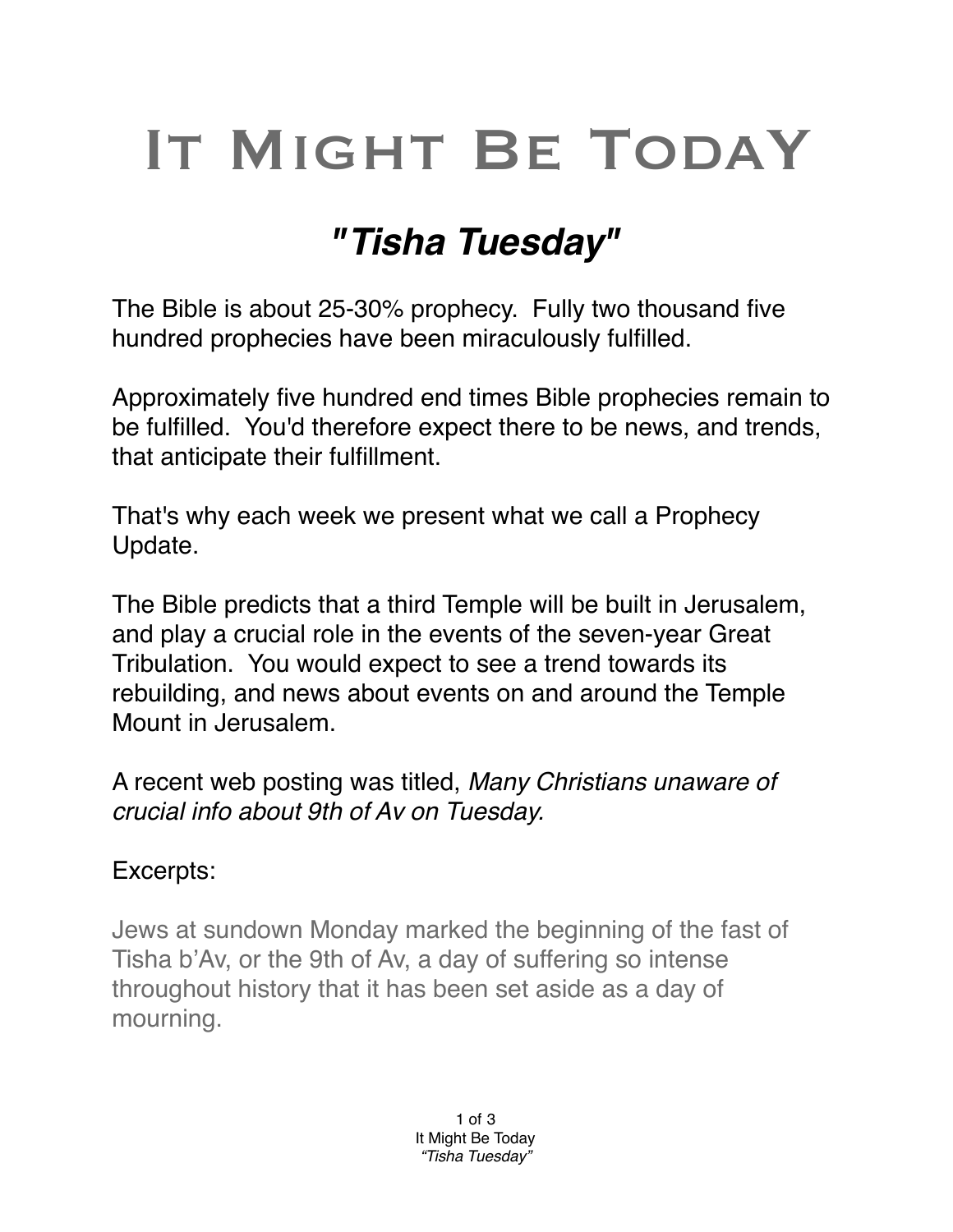# It Might Be Today

## *"Tisha Tuesday"*

The Bible is about 25-30% prophecy. Fully two thousand five hundred prophecies have been miraculously fulfilled.

Approximately five hundred end times Bible prophecies remain to be fulfilled. You'd therefore expect there to be news, and trends, that anticipate their fulfillment.

That's why each week we present what we call a Prophecy Update.

The Bible predicts that a third Temple will be built in Jerusalem, and play a crucial role in the events of the seven-year Great Tribulation. You would expect to see a trend towards its rebuilding, and news about events on and around the Temple Mount in Jerusalem.

A recent web posting was titled, *Many Christians unaware of crucial info about 9th of Av on Tuesday.*

Excerpts:

> Jews at sundown Monday marked the beginning of the fast of Tisha b'Av, or the 9th of Av, a day of suffering so intense throughout history that it has been set aside as a day of mourning.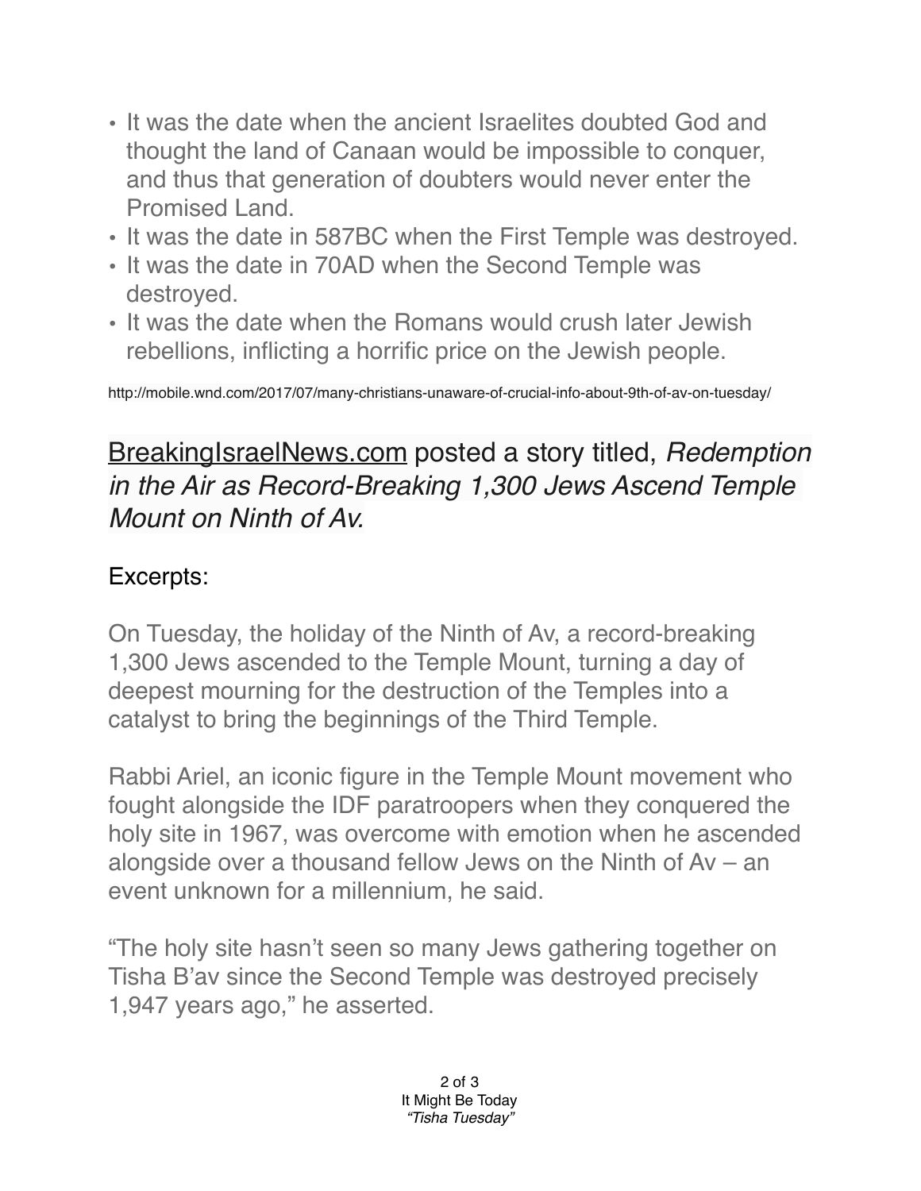- It was the date when the ancient Israelites doubted God and thought the land of Canaan would be impossible to conquer, and thus that generation of doubters would never enter the Promised Land.
- It was the date in 587BC when the First Temple was destroyed.
- It was the date in 70AD when the Second Temple was destroyed.
- It was the date when the Romans would crush later Jewish rebellions, inflicting a horrific price on the Jewish people.

http://mobile.wnd.com/2017/07/many-christians-unaware-of-crucial-info-about-9th-of-av-on-tuesday/

## BreakingIsraelNews.com posted a story titled, *Redemption in the Air as Record-Breaking 1,300 Jews Ascend Temple Mount on Ninth of Av.*

Excerpts:

On Tuesday, the holiday of the Ninth of Av, a record-breaking 1,300 Jews ascended to the Temple Mount, turning a day of deepest mourning for the destruction of the Temples into a catalyst to bring the beginnings of the Third Temple.

Rabbi Ariel, an iconic figure in the Temple Mount movement who fought alongside the IDF paratroopers when they conquered the holy site in 1967, was overcome with emotion when he ascended alongside over a thousand fellow Jews on the Ninth of Av – an event unknown for a millennium, he said.

"The holy site hasn't seen so many Jews gathering together on Tisha B'av since the Second Temple was destroyed precisely 1,947 years ago," he asserted.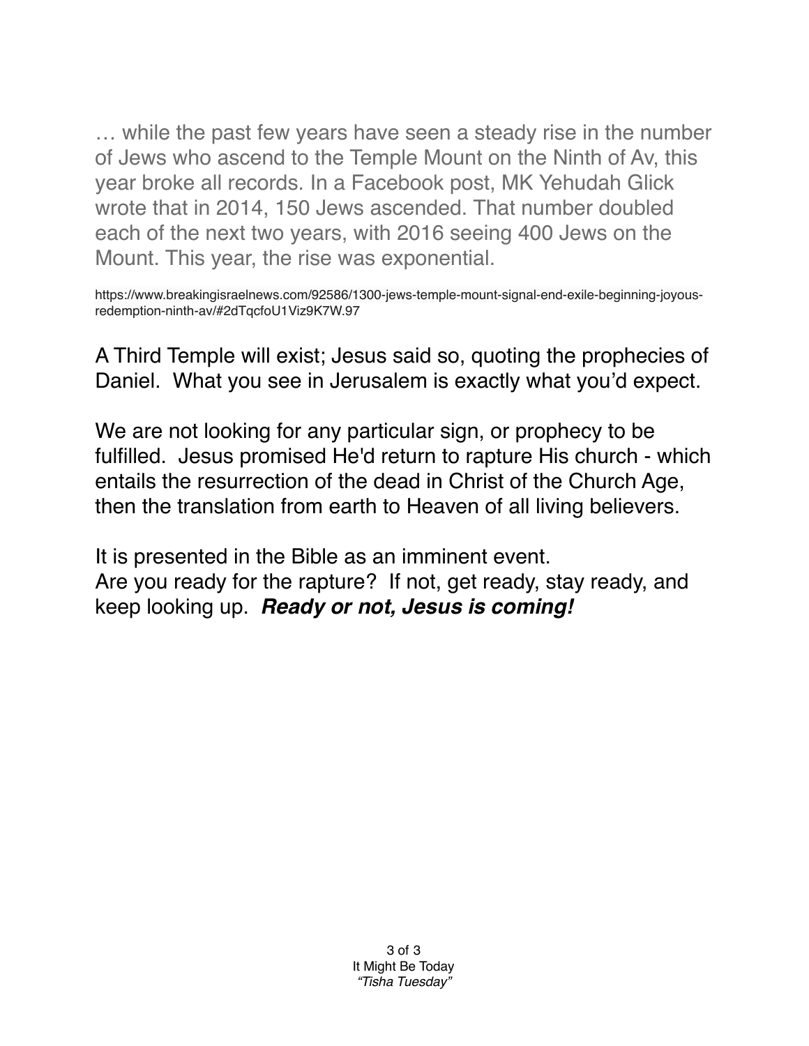… while the past few years have seen a steady rise in the number of Jews who ascend to the Temple Mount on the Ninth of Av, this year broke all records. In a Facebook post, MK Yehudah Glick wrote that in 2014, 150 Jews ascended. That number doubled each of the next two years, with 2016 seeing 400 Jews on the Mount. This year, the rise was exponential.

https://www.breakingisraelnews.com/92586/1300-jews-temple-mount-signal-end-exile-beginning-joyous-redemption-ninth-av/#2dTqcfoU1Viz9K7W.97

A Third Temple will exist; Jesus said so, quoting the prophecies of Daniel. What you see in Jerusalem is exactly what you'd expect.

We are not looking for any particular sign, or prophecy to be fulfilled. Jesus promised He'd return to rapture His church - which entails the resurrection of the dead in Christ of the Church Age, then the translation from earth to Heaven of all living believers.

It is presented in the Bible as an imminent event.
Are you ready for the rapture? If not, get ready, stay ready, and keep looking up. ***Ready or not, Jesus is coming!***